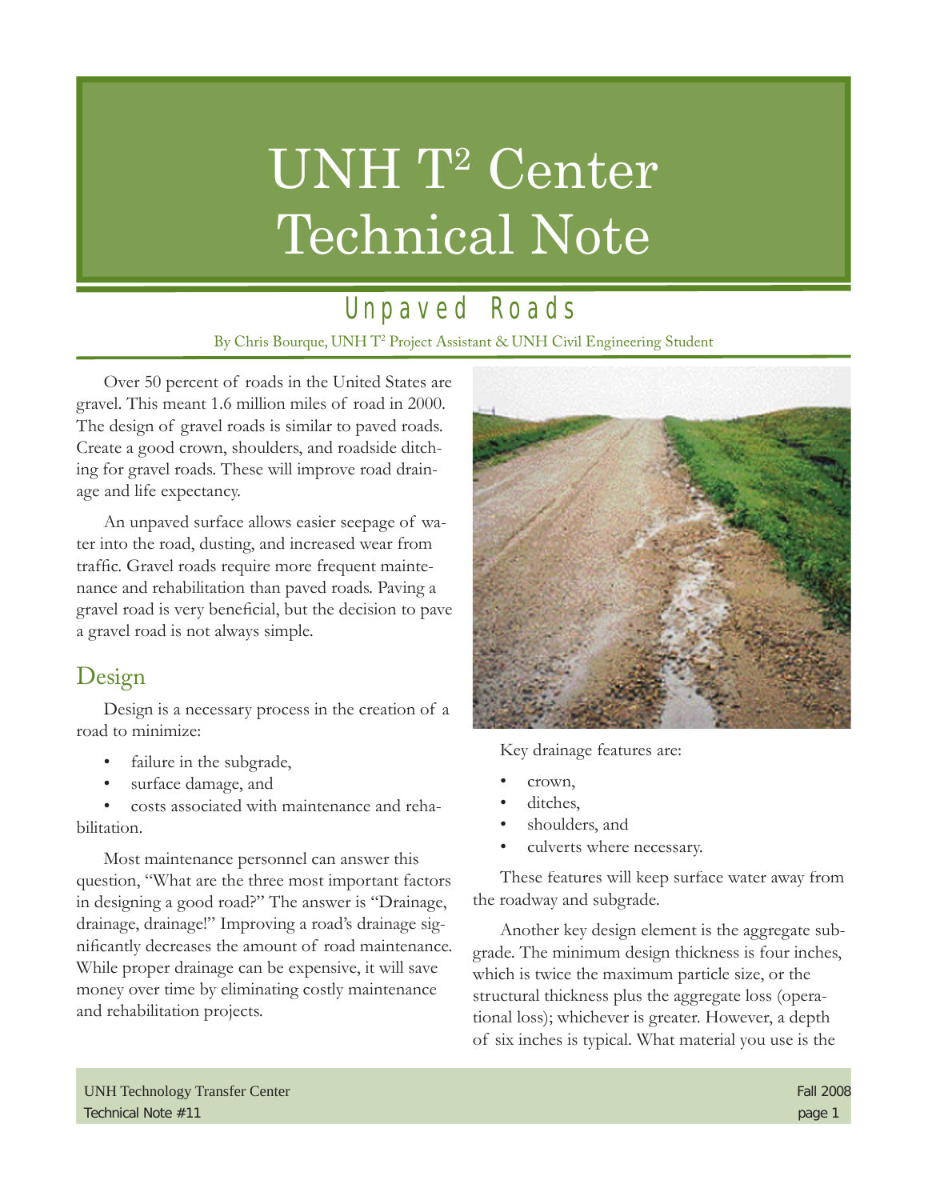# UNH T² Center Technical Note

## Unpaved Roads

By Chris Bourque, UNH T² Project Assistant & UNH Civil Engineering Student

Over 50 percent of roads in the United States are gravel. This meant 1.6 million miles of road in 2000. The design of gravel roads is similar to paved roads. Create a good crown, shoulders, and roadside ditching for gravel roads. These will improve road drainage and life expectancy.

An unpaved surface allows easier seepage of water into the road, dusting, and increased wear from traffic. Gravel roads require more frequent maintenance and rehabilitation than paved roads. Paving a gravel road is very beneficial, but the decision to pave a gravel road is not always simple.

### Design

Design is a necessary process in the creation of a road to minimize:

- failure in the subgrade,
- surface damage, and
- costs associated with maintenance and rehabilitation.

Most maintenance personnel can answer this question, "What are the three most important factors in designing a good road?" The answer is "Drainage, drainage, drainage!" Improving a road's drainage significantly decreases the amount of road maintenance. While proper drainage can be expensive, it will save money over time by eliminating costly maintenance and rehabilitation projects.

Key drainage features are:

- crown,
- ditches,
- shoulders, and
- culverts where necessary.

These features will keep surface water away from the roadway and subgrade.

Another key design element is the aggregate subgrade. The minimum design thickness is four inches, which is twice the maximum particle size, or the structural thickness plus the aggregate loss (operational loss); whichever is greater. However, a depth of six inches is typical. What material you use is the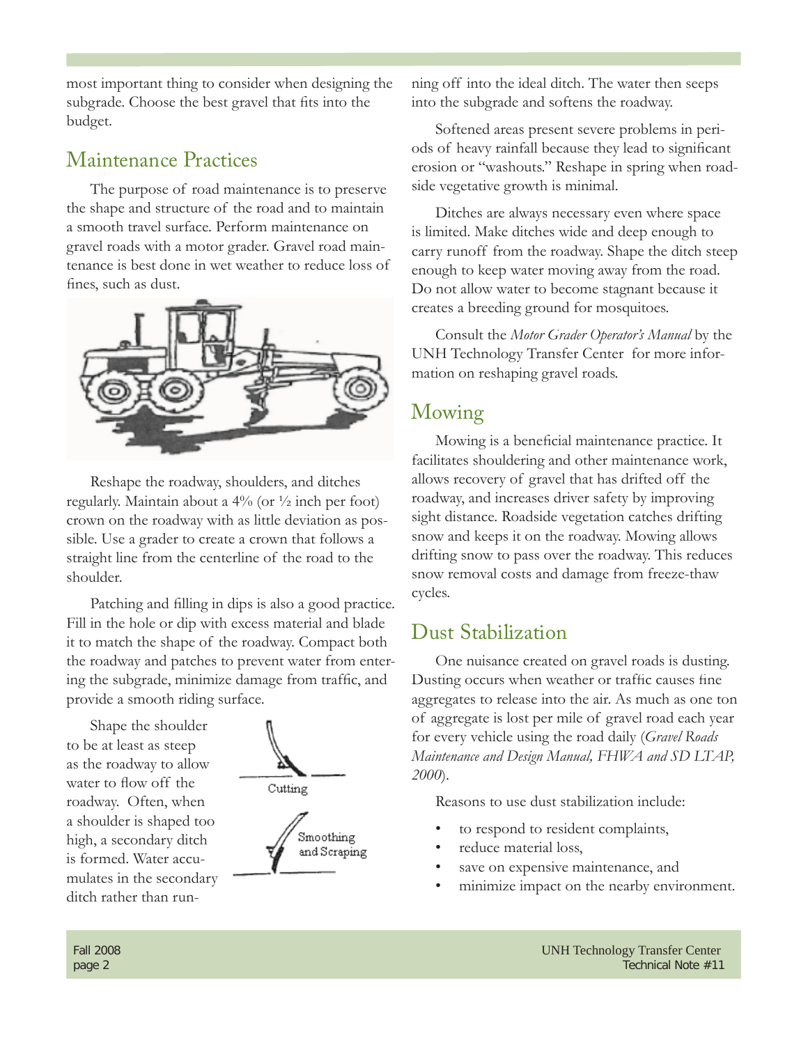most important thing to consider when designing the subgrade. Choose the best gravel that fits into the budget.

## Maintenance Practices

The purpose of road maintenance is to preserve the shape and structure of the road and to maintain a smooth travel surface. Perform maintenance on gravel roads with a motor grader. Gravel road maintenance is best done in wet weather to reduce loss of fines, such as dust.

Reshape the roadway, shoulders, and ditches regularly. Maintain about a 4% (or ½ inch per foot) crown on the roadway with as little deviation as possible. Use a grader to create a crown that follows a straight line from the centerline of the road to the shoulder.

Patching and filling in dips is also a good practice. Fill in the hole or dip with excess material and blade it to match the shape of the roadway. Compact both the roadway and patches to prevent water from entering the subgrade, minimize damage from traffic, and provide a smooth riding surface.

Shape the shoulder to be at least as steep as the roadway to allow water to flow off the roadway. Often, when a shoulder is shaped too high, a secondary ditch is formed. Water accumulates in the secondary ditch rather than running off into the ideal ditch. The water then seeps into the subgrade and softens the roadway.

Cutting

Smoothing and Scraping

Softened areas present severe problems in periods of heavy rainfall because they lead to significant erosion or "washouts." Reshape in spring when roadside vegetative growth is minimal.

Ditches are always necessary even where space is limited. Make ditches wide and deep enough to carry runoff from the roadway. Shape the ditch steep enough to keep water moving away from the road. Do not allow water to become stagnant because it creates a breeding ground for mosquitoes.

Consult the *Motor Grader Operator's Manual* by the UNH Technology Transfer Center for more information on reshaping gravel roads.

## Mowing

Mowing is a beneficial maintenance practice. It facilitates shouldering and other maintenance work, allows recovery of gravel that has drifted off the roadway, and increases driver safety by improving sight distance. Roadside vegetation catches drifting snow and keeps it on the roadway. Mowing allows drifting snow to pass over the roadway. This reduces snow removal costs and damage from freeze-thaw cycles.

## Dust Stabilization

One nuisance created on gravel roads is dusting. Dusting occurs when weather or traffic causes fine aggregates to release into the air. As much as one ton of aggregate is lost per mile of gravel road each year for every vehicle using the road daily (*Gravel Roads Maintenance and Design Manual, FHWA and SD LTAP, 2000*).

Reasons to use dust stabilization include:

- to respond to resident complaints,
- reduce material loss,
- save on expensive maintenance, and
- minimize impact on the nearby environment.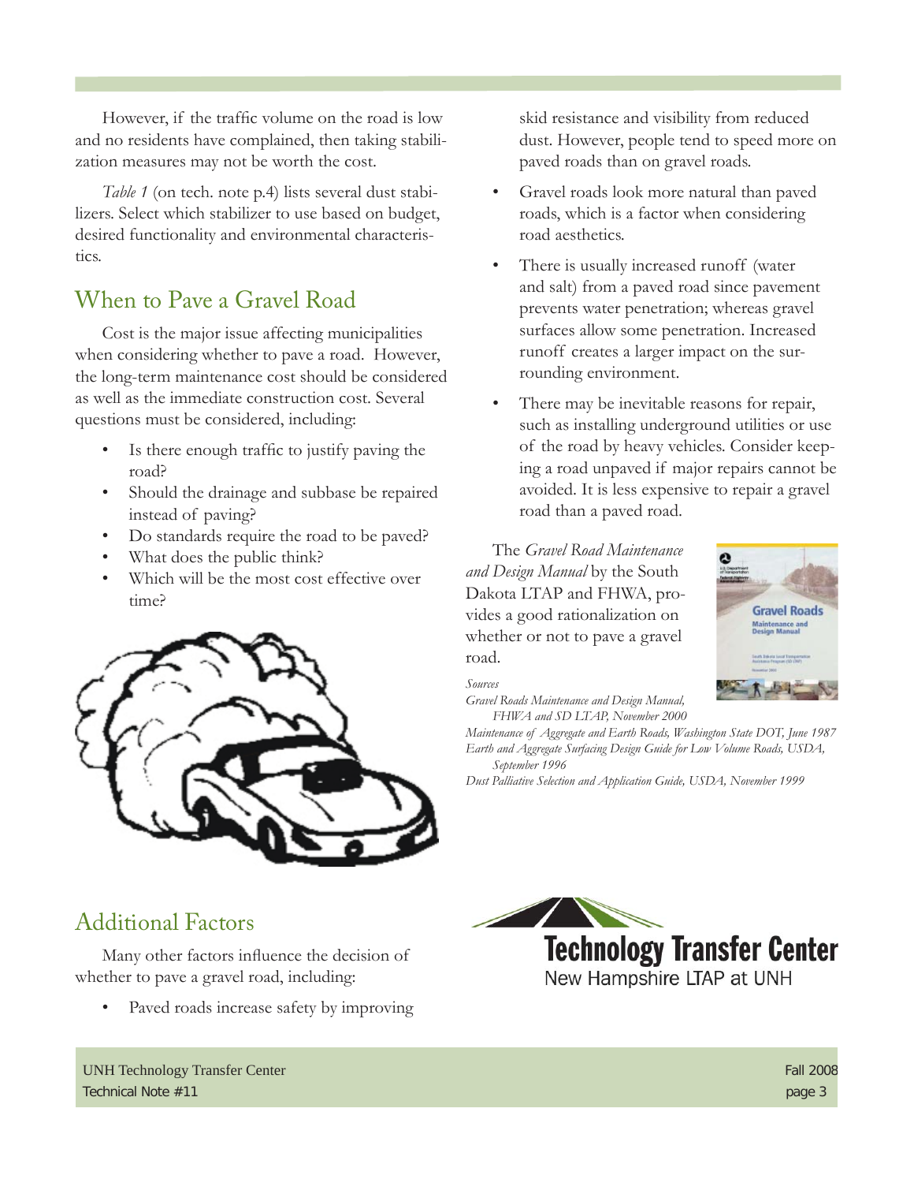However, if the traffic volume on the road is low and no residents have complained, then taking stabilization measures may not be worth the cost.

*Table 1* (on tech. note p.4) lists several dust stabilizers. Select which stabilizer to use based on budget, desired functionality and environmental characteristics.

## When to Pave a Gravel Road

Cost is the major issue affecting municipalities when considering whether to pave a road. However, the long-term maintenance cost should be considered as well as the immediate construction cost. Several questions must be considered, including:

- Is there enough traffic to justify paving the road?
- Should the drainage and subbase be repaired instead of paving?
- Do standards require the road to be paved?
- What does the public think?
- Which will be the most cost effective over time?

## Additional Factors

Many other factors influence the decision of whether to pave a gravel road, including:

- Paved roads increase safety by improving skid resistance and visibility from reduced dust. However, people tend to speed more on paved roads than on gravel roads.
- Gravel roads look more natural than paved roads, which is a factor when considering road aesthetics.
- There is usually increased runoff (water and salt) from a paved road since pavement prevents water penetration; whereas gravel surfaces allow some penetration. Increased runoff creates a larger impact on the surrounding environment.
- There may be inevitable reasons for repair, such as installing underground utilities or use of the road by heavy vehicles. Consider keeping a road unpaved if major repairs cannot be avoided. It is less expensive to repair a gravel road than a paved road.

The *Gravel Road Maintenance and Design Manual* by the South Dakota LTAP and FHWA, provides a good rationalization on whether or not to pave a gravel road.

*Sources*

*Gravel Roads Maintenance and Design Manual, FHWA and SD LTAP, November 2000*

*Maintenance of Aggregate and Earth Roads, Washington State DOT, June 1987*

*Earth and Aggregate Surfacing Design Guide for Low Volume Roads, USDA, September 1996*

*Dust Palliative Selection and Application Guide, USDA, November 1999*

**Technology Transfer Center**
New Hampshire LTAP at UNH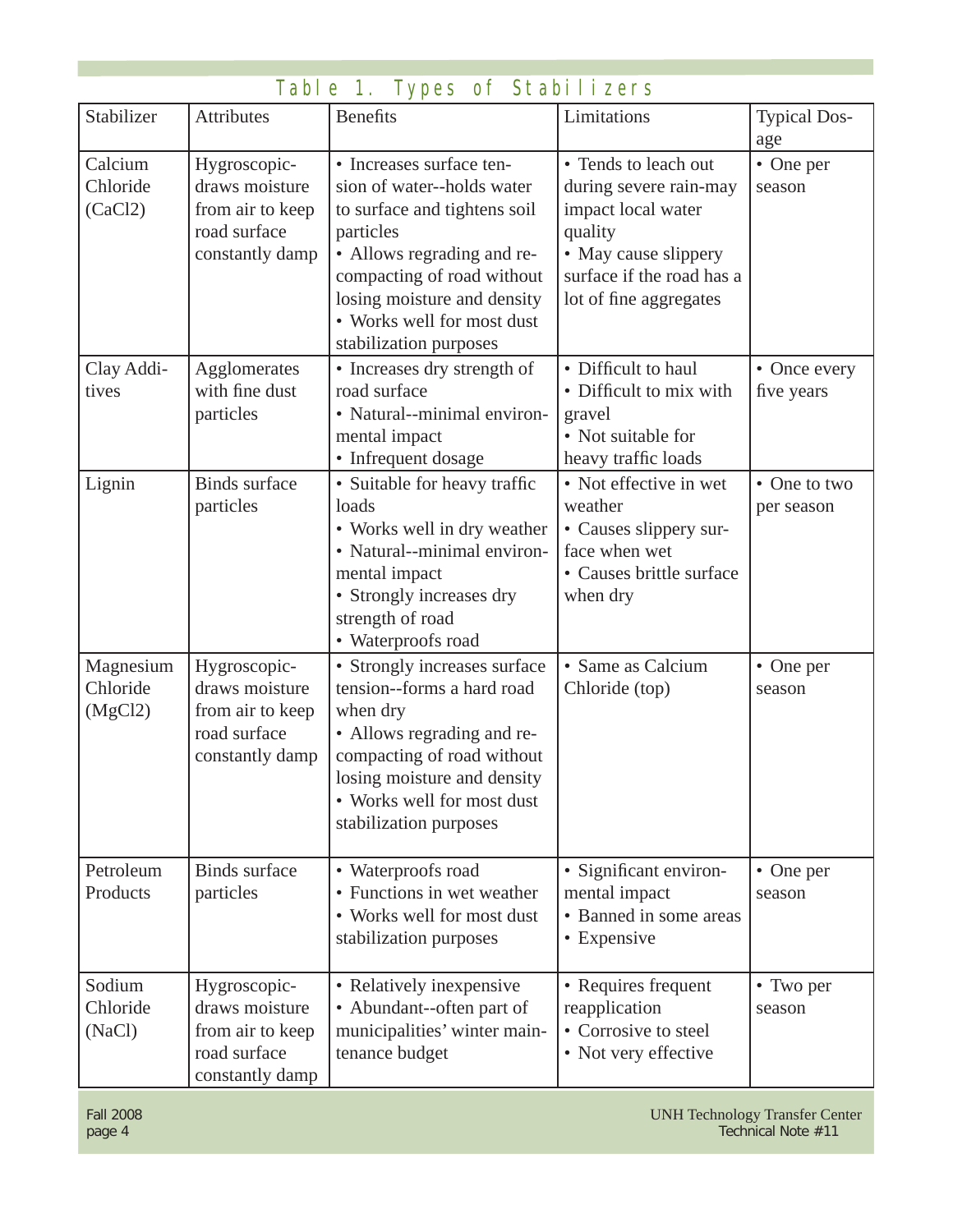## Table 1. Types of Stabilizers

| Stabilizer | Attributes | Benefits | Limitations | Typical Dosage |
|---|---|---|---|---|
| Calcium Chloride ($CaCl_2$) | Hygroscopic-draws moisture from air to keep road surface constantly damp | • Increases surface tension of water--holds water to surface and tightens soil particles<br>• Allows regrading and recompacting of road without losing moisture and density<br>• Works well for most dust stabilization purposes | • Tends to leach out during severe rain-may impact local water quality<br>• May cause slippery surface if the road has a lot of fine aggregates | • One per season |
| Clay Additives | Agglomerates with fine dust particles | • Increases dry strength of road surface<br>• Natural--minimal environmental impact<br>• Infrequent dosage | • Difficult to haul<br>• Difficult to mix with gravel<br>• Not suitable for heavy traffic loads | • Once every five years |
| Lignin | Binds surface particles | • Suitable for heavy traffic loads<br>• Works well in dry weather<br>• Natural--minimal environmental impact<br>• Strongly increases dry strength of road<br>• Waterproofs road | • Not effective in wet weather<br>• Causes slippery surface when wet<br>• Causes brittle surface when dry | • One to two per season |
| Magnesium Chloride ($MgCl_2$) | Hygroscopic-draws moisture from air to keep road surface constantly damp | • Strongly increases surface tension--forms a hard road when dry<br>• Allows regrading and recompacting of road without losing moisture and density<br>• Works well for most dust stabilization purposes | • Same as Calcium Chloride (top) | • One per season |
| Petroleum Products | Binds surface particles | • Waterproofs road<br>• Functions in wet weather<br>• Works well for most dust stabilization purposes | • Significant environmental impact<br>• Banned in some areas<br>• Expensive | • One per season |
| Sodium Chloride ($NaCl$) | Hygroscopic-draws moisture from air to keep road surface constantly damp | • Relatively inexpensive<br>• Abundant--often part of municipalities' winter maintenance budget | • Requires frequent reapplication<br>• Corrosive to steel<br>• Not very effective | • Two per season |